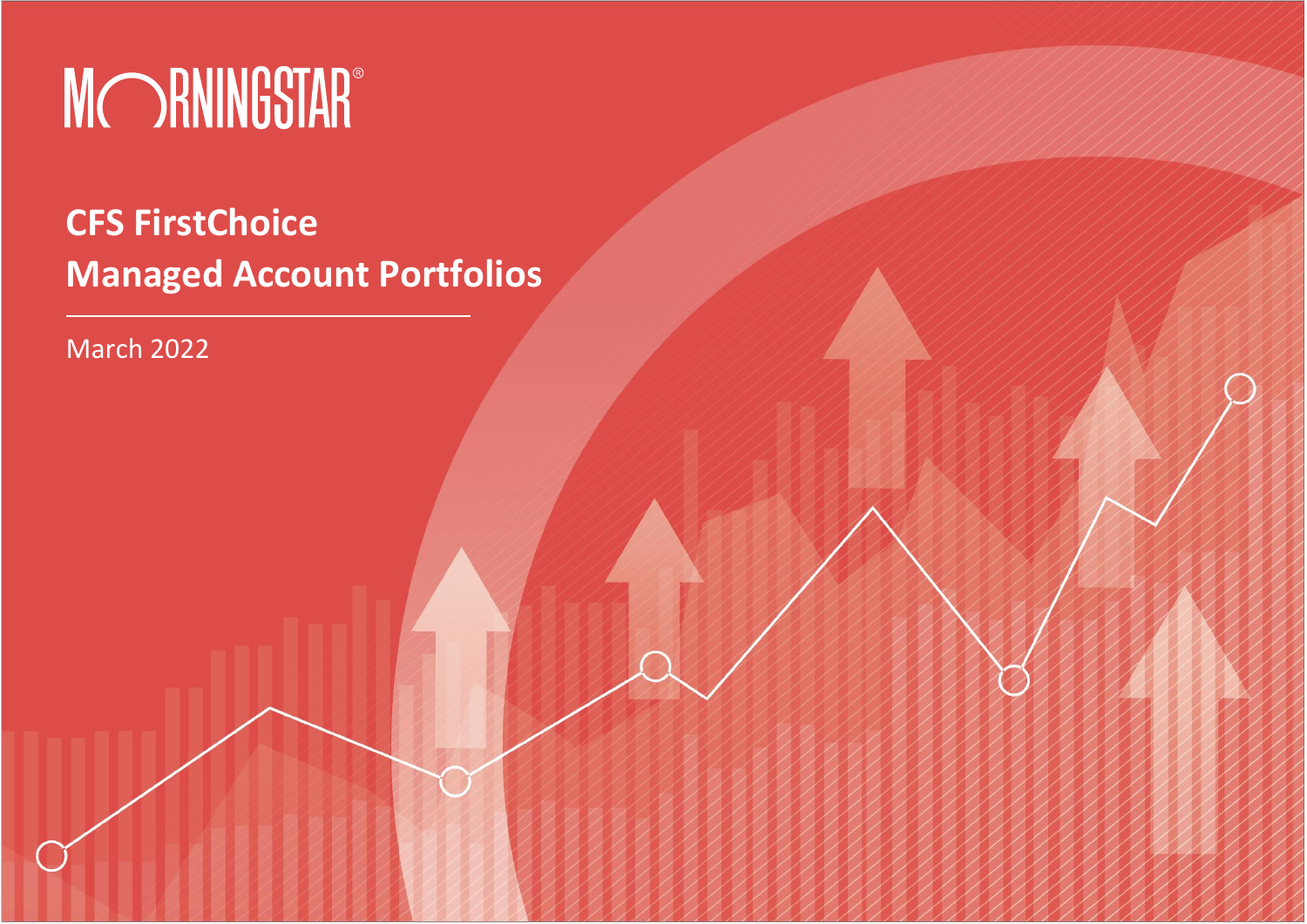MORNINGSTAR®

# CFS FirstChoice Managed Account Portfolios

March 2022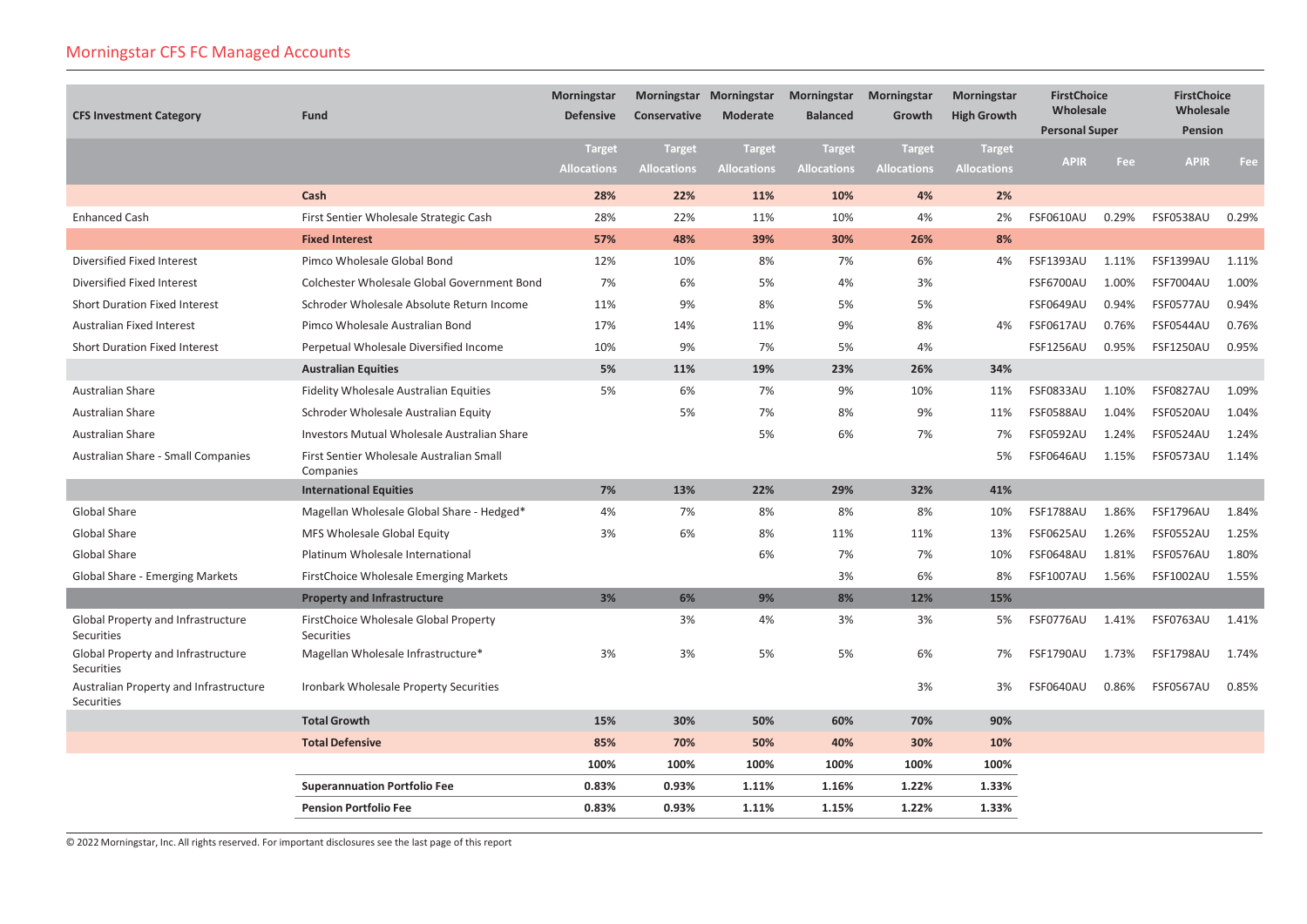## Morningstar CFS FC Managed Accounts

| CFS Investment Category | Fund | Morningstar Defensive | Morningstar Conservative | Morningstar Moderate | Morningstar Balanced | Morningstar Growth | Morningstar High Growth | FirstChoice Wholesale Personal Super | | FirstChoice Wholesale Pension | |
|---|---|---|---|---|---|---|---|---|---|---|---|
| | | Target Allocations | Target Allocations | Target Allocations | Target Allocations | Target Allocations | Target Allocations | APIR | Fee | APIR | Fee |
| | **Cash** | **28%** | **22%** | **11%** | **10%** | **4%** | **2%** | | | | |
| Enhanced Cash | First Sentier Wholesale Strategic Cash | 28% | 22% | 11% | 10% | 4% | 2% | FSF0610AU | 0.29% | FSF0538AU | 0.29% |
| | **Fixed Interest** | **57%** | **48%** | **39%** | **30%** | **26%** | **8%** | | | | |
| Diversified Fixed Interest | Pimco Wholesale Global Bond | 12% | 10% | 8% | 7% | 6% | 4% | FSF1393AU | 1.11% | FSF1399AU | 1.11% |
| Diversified Fixed Interest | Colchester Wholesale Global Government Bond | 7% | 6% | 5% | 4% | 3% | | FSF6700AU | 1.00% | FSF7004AU | 1.00% |
| Short Duration Fixed Interest | Schroder Wholesale Absolute Return Income | 11% | 9% | 8% | 5% | 5% | | FSF0649AU | 0.94% | FSF0577AU | 0.94% |
| Australian Fixed Interest | Pimco Wholesale Australian Bond | 17% | 14% | 11% | 9% | 8% | 4% | FSF0617AU | 0.76% | FSF0544AU | 0.76% |
| Short Duration Fixed Interest | Perpetual Wholesale Diversified Income | 10% | 9% | 7% | 5% | 4% | | FSF1256AU | 0.95% | FSF1250AU | 0.95% |
| | **Australian Equities** | **5%** | **11%** | **19%** | **23%** | **26%** | **34%** | | | | |
| Australian Share | Fidelity Wholesale Australian Equities | 5% | 6% | 7% | 9% | 10% | 11% | FSF0833AU | 1.10% | FSF0827AU | 1.09% |
| Australian Share | Schroder Wholesale Australian Equity | | 5% | 7% | 8% | 9% | 11% | FSF0588AU | 1.04% | FSF0520AU | 1.04% |
| Australian Share | Investors Mutual Wholesale Australian Share | | | 5% | 6% | 7% | 7% | FSF0592AU | 1.24% | FSF0524AU | 1.24% |
| Australian Share - Small Companies | First Sentier Wholesale Australian Small Companies | | | | | | 5% | FSF0646AU | 1.15% | FSF0573AU | 1.14% |
| | **International Equities** | **7%** | **13%** | **22%** | **29%** | **32%** | **41%** | | | | |
| Global Share | Magellan Wholesale Global Share - Hedged* | 4% | 7% | 8% | 8% | 8% | 10% | FSF1788AU | 1.86% | FSF1796AU | 1.84% |
| Global Share | MFS Wholesale Global Equity | 3% | 6% | 8% | 11% | 11% | 13% | FSF0625AU | 1.26% | FSF0552AU | 1.25% |
| Global Share | Platinum Wholesale International | | | 6% | 7% | 7% | 10% | FSF0648AU | 1.81% | FSF0576AU | 1.80% |
| Global Share - Emerging Markets | FirstChoice Wholesale Emerging Markets | | | | 3% | 6% | 8% | FSF1007AU | 1.56% | FSF1002AU | 1.55% |
| | **Property and Infrastructure** | **3%** | **6%** | **9%** | **8%** | **12%** | **15%** | | | | |
| Global Property and Infrastructure Securities | FirstChoice Wholesale Global Property Securities | | 3% | 4% | 3% | 3% | 5% | FSF0776AU | 1.41% | FSF0763AU | 1.41% |
| Global Property and Infrastructure Securities | Magellan Wholesale Infrastructure* | 3% | 3% | 5% | 5% | 6% | 7% | FSF1790AU | 1.73% | FSF1798AU | 1.74% |
| Australian Property and Infrastructure Securities | Ironbark Wholesale Property Securities | | | | | 3% | 3% | FSF0640AU | 0.86% | FSF0567AU | 0.85% |
| | **Total Growth** | **15%** | **30%** | **50%** | **60%** | **70%** | **90%** | | | | |
| | **Total Defensive** | **85%** | **70%** | **50%** | **40%** | **30%** | **10%** | | | | |
| | | **100%** | **100%** | **100%** | **100%** | **100%** | **100%** | | | | |
| | **Superannuation Portfolio Fee** | **0.83%** | **0.93%** | **1.11%** | **1.16%** | **1.22%** | **1.33%** | | | | |
| | **Pension Portfolio Fee** | **0.83%** | **0.93%** | **1.11%** | **1.15%** | **1.22%** | **1.33%** | | | | |

© 2022 Morningstar, Inc. All rights reserved. For important disclosures see the last page of this report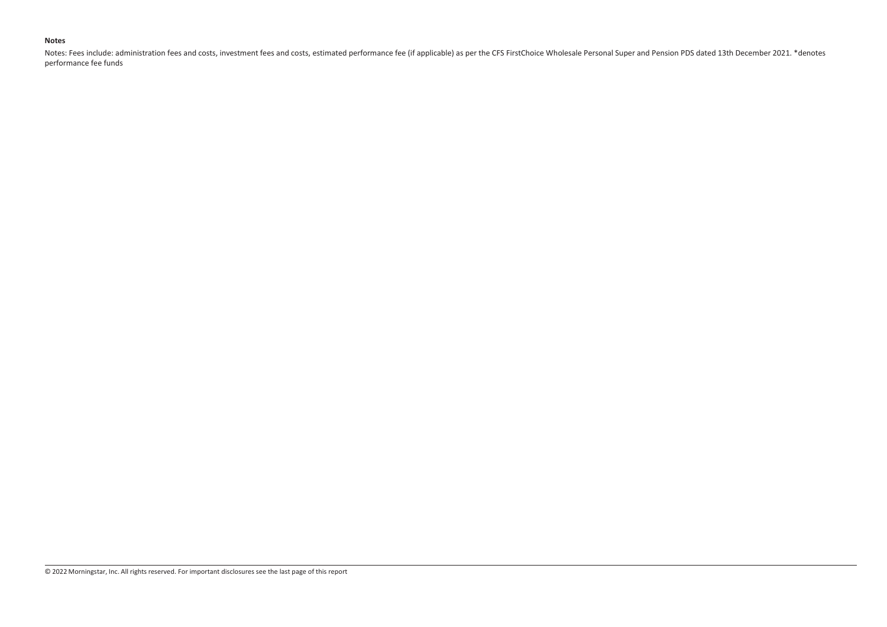**Notes**

Notes: Fees include: administration fees and costs, investment fees and costs, estimated performance fee (if applicable) as per the CFS FirstChoice Wholesale Personal Super and Pension PDS dated 13th December 2021. *denotes performance fee funds

© 2022 Morningstar, Inc. All rights reserved. For important disclosures see the last page of this report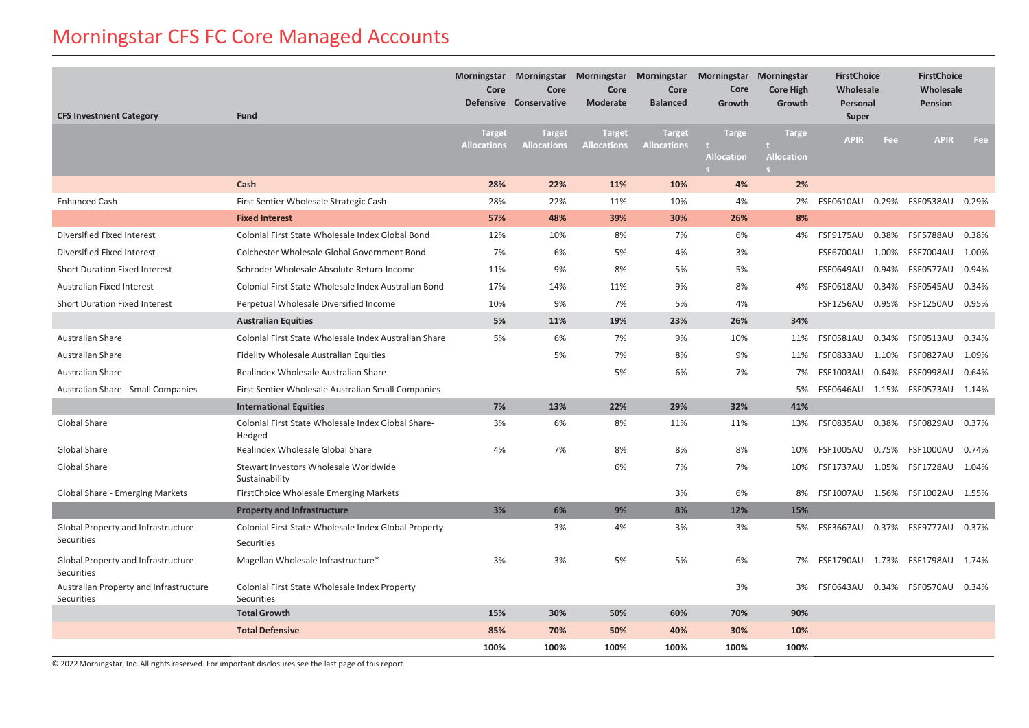# Morningstar CFS FC Core Managed Accounts

| CFS Investment Category | Fund | Morningstar Core Defensive | Morningstar Core Conservative | Morningstar Core Moderate | Morningstar Core Balanced | Morningstar Core Growth | Morningstar Core High Growth | FirstChoice Wholesale Personal Super | | FirstChoice Wholesale Pension | |
|---|---|---|---|---|---|---|---|---|---|---|---|
| | | Target Allocations | Target Allocations | Target Allocations | Target Allocations | Target Allocations | Target Allocations | APIR | Fee | APIR | Fee |
| | **Cash** | **28%** | **22%** | **11%** | **10%** | **4%** | **2%** | | | | |
| Enhanced Cash | First Sentier Wholesale Strategic Cash | 28% | 22% | 11% | 10% | 4% | 2% | FSF0610AU | 0.29% | FSF0538AU | 0.29% |
| | **Fixed Interest** | **57%** | **48%** | **39%** | **30%** | **26%** | **8%** | | | | |
| Diversified Fixed Interest | Colonial First State Wholesale Index Global Bond | 12% | 10% | 8% | 7% | 6% | 4% | FSF9175AU | 0.38% | FSF5788AU | 0.38% |
| Diversified Fixed Interest | Colchester Wholesale Global Government Bond | 7% | 6% | 5% | 4% | 3% | | FSF6700AU | 1.00% | FSF7004AU | 1.00% |
| Short Duration Fixed Interest | Schroder Wholesale Absolute Return Income | 11% | 9% | 8% | 5% | 5% | | FSF0649AU | 0.94% | FSF0577AU | 0.94% |
| Australian Fixed Interest | Colonial First State Wholesale Index Australian Bond | 17% | 14% | 11% | 9% | 8% | 4% | FSF0618AU | 0.34% | FSF0545AU | 0.34% |
| Short Duration Fixed Interest | Perpetual Wholesale Diversified Income | 10% | 9% | 7% | 5% | 4% | | FSF1256AU | 0.95% | FSF1250AU | 0.95% |
| | **Australian Equities** | **5%** | **11%** | **19%** | **23%** | **26%** | **34%** | | | | |
| Australian Share | Colonial First State Wholesale Index Australian Share | 5% | 6% | 7% | 9% | 10% | 11% | FSF0581AU | 0.34% | FSF0513AU | 0.34% |
| Australian Share | Fidelity Wholesale Australian Equities | | 5% | 7% | 8% | 9% | 11% | FSF0833AU | 1.10% | FSF0827AU | 1.09% |
| Australian Share | Realindex Wholesale Australian Share | | | 5% | 6% | 7% | 7% | FSF1003AU | 0.64% | FSF0998AU | 0.64% |
| Australian Share - Small Companies | First Sentier Wholesale Australian Small Companies | | | | | | 5% | FSF0646AU | 1.15% | FSF0573AU | 1.14% |
| | **International Equities** | **7%** | **13%** | **22%** | **29%** | **32%** | **41%** | | | | |
| Global Share | Colonial First State Wholesale Index Global Share-Hedged | 3% | 6% | 8% | 11% | 11% | 13% | FSF0835AU | 0.38% | FSF0829AU | 0.37% |
| Global Share | Realindex Wholesale Global Share | 4% | 7% | 8% | 8% | 8% | 10% | FSF1005AU | 0.75% | FSF1000AU | 0.74% |
| Global Share | Stewart Investors Wholesale Worldwide Sustainability | | | 6% | 7% | 7% | 10% | FSF1737AU | 1.05% | FSF1728AU | 1.04% |
| Global Share - Emerging Markets | FirstChoice Wholesale Emerging Markets | | | | 3% | 6% | 8% | FSF1007AU | 1.56% | FSF1002AU | 1.55% |
| | **Property and Infrastructure** | **3%** | **6%** | **9%** | **8%** | **12%** | **15%** | | | | |
| Global Property and Infrastructure Securities | Colonial First State Wholesale Index Global Property Securities | | 3% | 4% | 3% | 3% | 5% | FSF3667AU | 0.37% | FSF9777AU | 0.37% |
| Global Property and Infrastructure Securities | Magellan Wholesale Infrastructure* | 3% | 3% | 5% | 5% | 6% | 7% | FSF1790AU | 1.73% | FSF1798AU | 1.74% |
| Australian Property and Infrastructure Securities | Colonial First State Wholesale Index Property Securities | | | | | 3% | 3% | FSF0643AU | 0.34% | FSF0570AU | 0.34% |
| | **Total Growth** | **15%** | **30%** | **50%** | **60%** | **70%** | **90%** | | | | |
| | **Total Defensive** | **85%** | **70%** | **50%** | **40%** | **30%** | **10%** | | | | |
| | | **100%** | **100%** | **100%** | **100%** | **100%** | **100%** | | | | |

© 2022 Morningstar, Inc. All rights reserved. For important disclosures see the last page of this report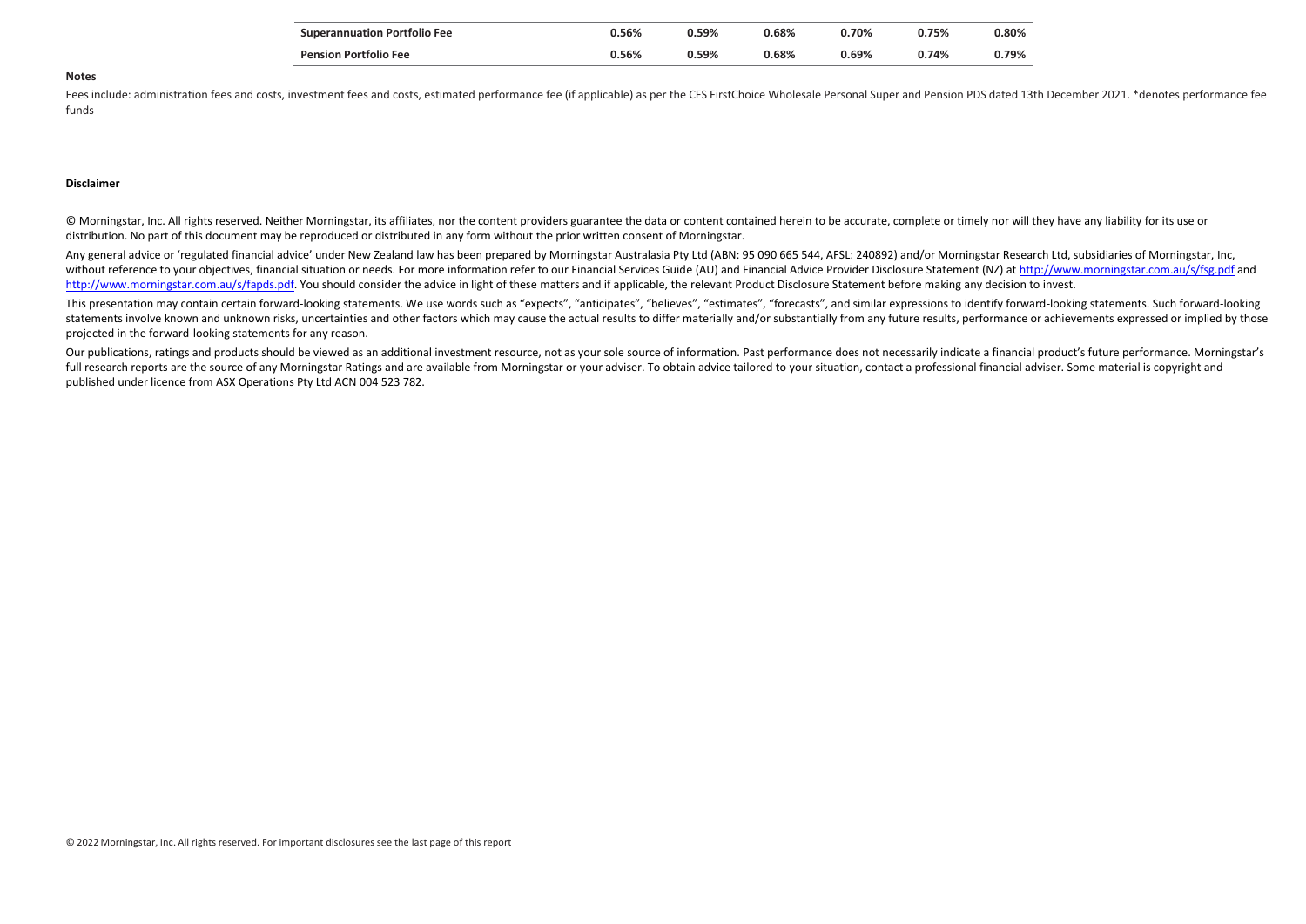| | | | | | | |
|---|---|---|---|---|---|---|
| **Superannuation Portfolio Fee** | **0.56%** | **0.59%** | **0.68%** | **0.70%** | **0.75%** | **0.80%** |
| **Pension Portfolio Fee** | **0.56%** | **0.59%** | **0.68%** | **0.69%** | **0.74%** | **0.79%** |

**Notes**

Fees include: administration fees and costs, investment fees and costs, estimated performance fee (if applicable) as per the CFS FirstChoice Wholesale Personal Super and Pension PDS dated 13th December 2021. *denotes performance fee funds

**Disclaimer**

© Morningstar, Inc. All rights reserved. Neither Morningstar, its affiliates, nor the content providers guarantee the data or content contained herein to be accurate, complete or timely nor will they have any liability for its use or distribution. No part of this document may be reproduced or distributed in any form without the prior written consent of Morningstar.

Any general advice or 'regulated financial advice' under New Zealand law has been prepared by Morningstar Australasia Pty Ltd (ABN: 95 090 665 544, AFSL: 240892) and/or Morningstar Research Ltd, subsidiaries of Morningstar, Inc, without reference to your objectives, financial situation or needs. For more information refer to our Financial Services Guide (AU) and Financial Advice Provider Disclosure Statement (NZ) at http://www.morningstar.com.au/s/fsg.pdf and http://www.morningstar.com.au/s/fapds.pdf. You should consider the advice in light of these matters and if applicable, the relevant Product Disclosure Statement before making any decision to invest.

This presentation may contain certain forward-looking statements. We use words such as "expects", "anticipates", "believes", "estimates", "forecasts", and similar expressions to identify forward-looking statements. Such forward-looking statements involve known and unknown risks, uncertainties and other factors which may cause the actual results to differ materially and/or substantially from any future results, performance or achievements expressed or implied by those projected in the forward-looking statements for any reason.

Our publications, ratings and products should be viewed as an additional investment resource, not as your sole source of information. Past performance does not necessarily indicate a financial product's future performance. Morningstar's full research reports are the source of any Morningstar Ratings and are available from Morningstar or your adviser. To obtain advice tailored to your situation, contact a professional financial adviser. Some material is copyright and published under licence from ASX Operations Pty Ltd ACN 004 523 782.